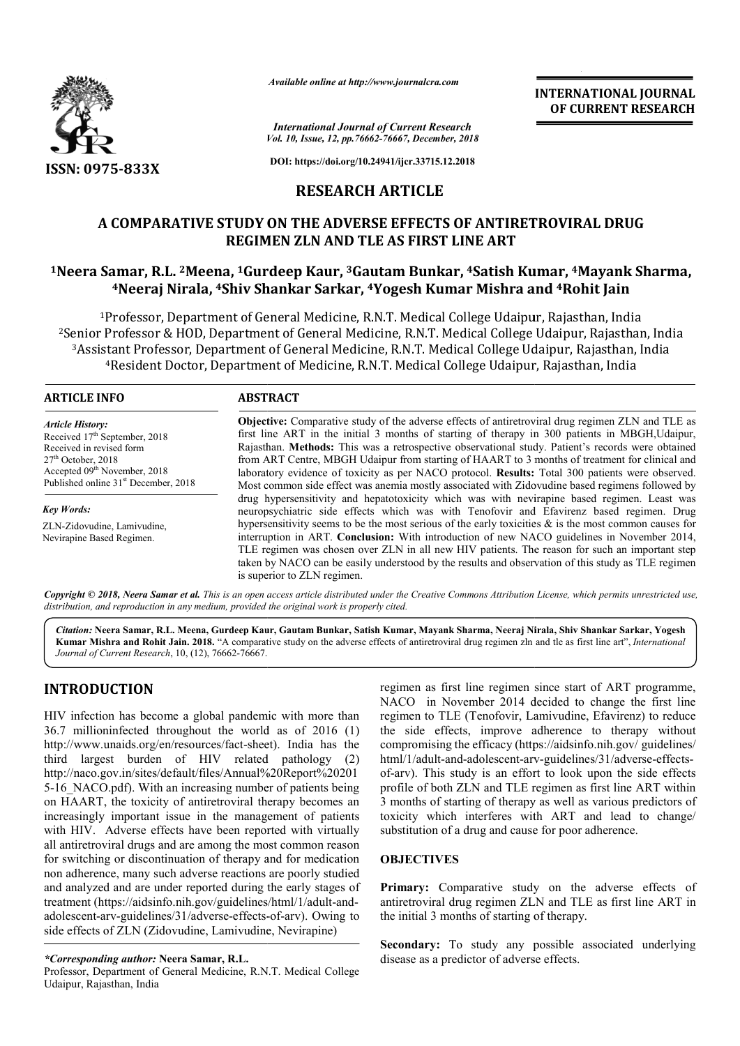*Available online at http://www.journalcra.com*

*International Journal of Current Research*
*Vol. 10, Issue, 12, pp.76662-76667, December, 2018*

**DOI: https://doi.org/10.24941/ijcr.33715.12.2018**

**ISSN: 0975-833X**

**INTERNATIONAL JOURNAL OF CURRENT RESEARCH**

## RESEARCH ARTICLE

# A COMPARATIVE STUDY ON THE ADVERSE EFFECTS OF ANTIRETROVIRAL DRUG REGIMEN ZLN AND TLE AS FIRST LINE ART

**[1]Neera Samar, R.L. [2]Meena, [1]Gurdeep Kaur, [3]Gautam Bunkar, [4]Satish Kumar, [4]Mayank Sharma, [4]Neeraj Nirala, [4]Shiv Shankar Sarkar, [4]Yogesh Kumar Mishra and [4]Rohit Jain**

[1]Professor, Department of General Medicine, R.N.T. Medical College Udaipur, Rajasthan, India
[2]Senior Professor & HOD, Department of General Medicine, R.N.T. Medical College Udaipur, Rajasthan, India
[3]Assistant Professor, Department of General Medicine, R.N.T. Medical College Udaipur, Rajasthan, India
[4]Resident Doctor, Department of Medicine, R.N.T. Medical College Udaipur, Rajasthan, India

### ARTICLE INFO

*Article History:*
Received 17[th] September, 2018
Received in revised form
27[th] October, 2018
Accepted 09[th] November, 2018
Published online 31[st] December, 2018

*Key Words:*
ZLN-Zidovudine, Lamivudine, Nevirapine Based Regimen.

### ABSTRACT

**Objective:** Comparative study of the adverse effects of antiretroviral drug regimen ZLN and TLE as first line ART in the initial 3 months of starting of therapy in 300 patients in MBGH,Udaipur, Rajasthan. **Methods:** This was a retrospective observational study. Patient's records were obtained from ART Centre, MBGH Udaipur from starting of HAART to 3 months of treatment for clinical and laboratory evidence of toxicity as per NACO protocol. **Results:** Total 300 patients were observed. Most common side effect was anemia mostly associated with Zidovudine based regimens followed by drug hypersensitivity and hepatotoxicity which was with nevirapine based regimen. Least was neuropsychiatric side effects which was with Tenofovir and Efavirenz based regimen. Drug hypersensitivity seems to be the most serious of the early toxicities & is the most common causes for interruption in ART. **Conclusion:** With introduction of new NACO guidelines in November 2014, TLE regimen was chosen over ZLN in all new HIV patients. The reason for such an important step taken by NACO can be easily understood by the results and observation of this study as TLE regimen is superior to ZLN regimen.

***Copyright © 2018, Neera Samar et al.*** *This is an open access article distributed under the Creative Commons Attribution License, which permits unrestricted use, distribution, and reproduction in any medium, provided the original work is properly cited.*

***Citation:*** **Neera Samar, R.L. Meena, Gurdeep Kaur, Gautam Bunkar, Satish Kumar, Mayank Sharma, Neeraj Nirala, Shiv Shankar Sarkar, Yogesh Kumar Mishra and Rohit Jain. 2018.** "A comparative study on the adverse effects of antiretroviral drug regimen zln and tle as first line art", *International Journal of Current Research*, 10, (12), 76662-76667.

## INTRODUCTION

HIV infection has become a global pandemic with more than 36.7 millioninfected throughout the world as of 2016 (1) http://www.unaids.org/en/resources/fact-sheet). India has the third largest burden of HIV related pathology (2) http://naco.gov.in/sites/default/files/Annual%20Report%202015-16_NACO.pdf). With an increasing number of patients being on HAART, the toxicity of antiretroviral therapy becomes an increasingly important issue in the management of patients with HIV. Adverse effects have been reported with virtually all antiretroviral drugs and are among the most common reason for switching or discontinuation of therapy and for medication non adherence, many such adverse reactions are poorly studied and analyzed and are under reported during the early stages of treatment (https://aidsinfo.nih.gov/guidelines/html/1/adult-and-adolescent-arv-guidelines/31/adverse-effects-of-arv). Owing to side effects of ZLN (Zidovudine, Lamivudine, Nevirapine) regimen as first line regimen since start of ART programme, NACO in November 2014 decided to change the first line regimen to TLE (Tenofovir, Lamivudine, Efavirenz) to reduce the side effects, improve adherence to therapy without compromising the efficacy (https://aidsinfo.nih.gov/ guidelines/html/1/adult-and-adolescent-arv-guidelines/31/adverse-effects-of-arv). This study is an effort to look upon the side effects profile of both ZLN and TLE regimen as first line ART within 3 months of starting of therapy as well as various predictors of toxicity which interferes with ART and lead to change/ substitution of a drug and cause for poor adherence.

## OBJECTIVES

**Primary:** Comparative study on the adverse effects of antiretroviral drug regimen ZLN and TLE as first line ART in the initial 3 months of starting of therapy.

**Secondary:** To study any possible associated underlying disease as a predictor of adverse effects.

*\*Corresponding author:* **Neera Samar, R.L.**
Professor, Department of General Medicine, R.N.T. Medical College Udaipur, Rajasthan, India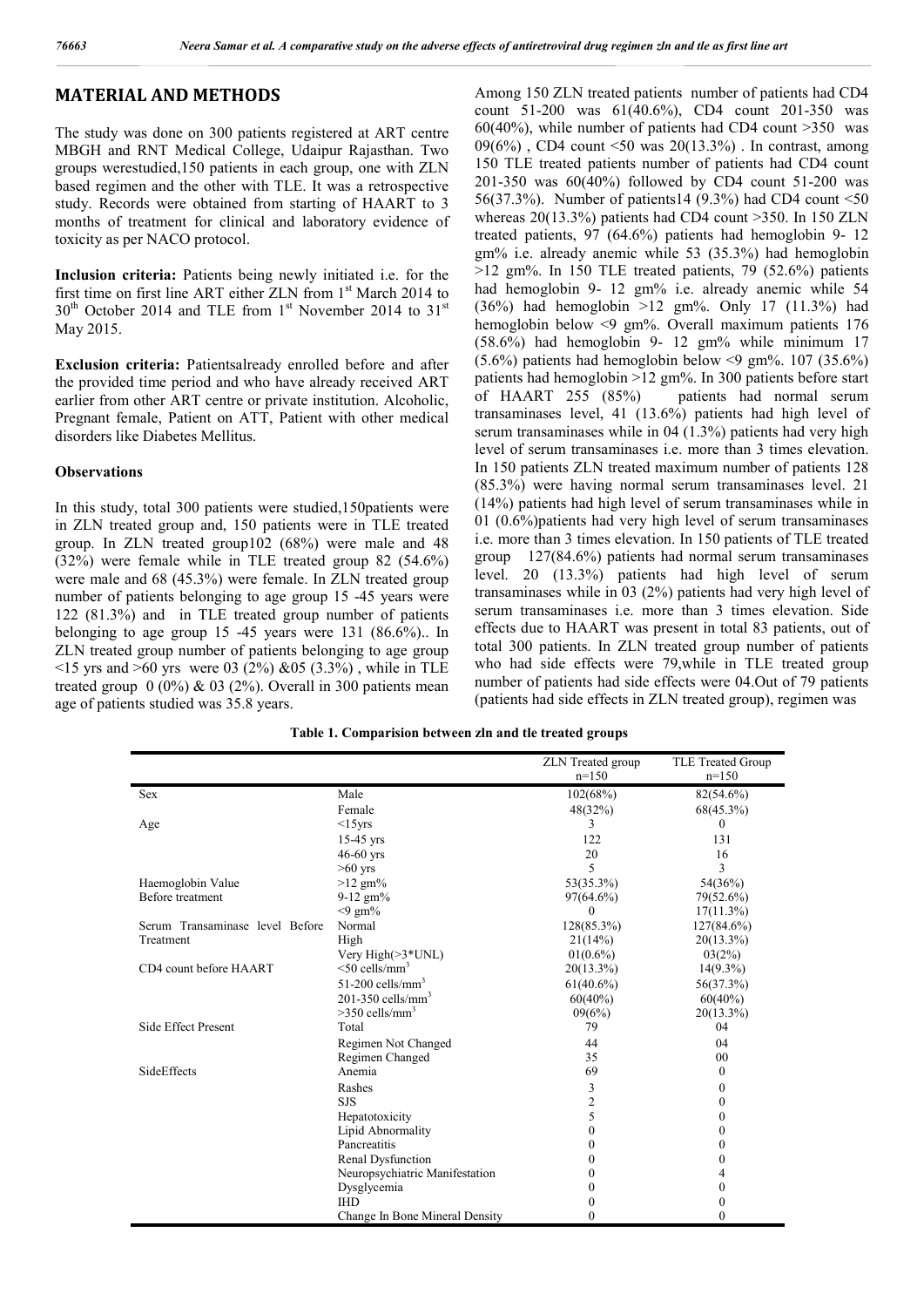## MATERIAL AND METHODS

The study was done on 300 patients registered at ART centre MBGH and RNT Medical College, Udaipur Rajasthan. Two groups werestudied,150 patients in each group, one with ZLN based regimen and the other with TLE. It was a retrospective study. Records were obtained from starting of HAART to 3 months of treatment for clinical and laboratory evidence of toxicity as per NACO protocol.

**Inclusion criteria:** Patients being newly initiated i.e. for the first time on first line ART either ZLN from 1st March 2014 to 30th October 2014 and TLE from 1st November 2014 to 31st May 2015.

**Exclusion criteria:** Patientsalready enrolled before and after the provided time period and who have already received ART earlier from other ART centre or private institution. Alcoholic, Pregnant female, Patient on ATT, Patient with other medical disorders like Diabetes Mellitus.

### Observations

In this study, total 300 patients were studied,150patients were in ZLN treated group and, 150 patients were in TLE treated group. In ZLN treated group102 (68%) were male and 48 (32%) were female while in TLE treated group 82 (54.6%) were male and 68 (45.3%) were female. In ZLN treated group number of patients belonging to age group 15 -45 years were 122 (81.3%) and in TLE treated group number of patients belonging to age group 15 -45 years were 131 (86.6%).. In ZLN treated group number of patients belonging to age group <15 yrs and >60 yrs were 03 (2%) &05 (3.3%) , while in TLE treated group 0 (0%) & 03 (2%). Overall in 300 patients mean age of patients studied was 35.8 years.

Among 150 ZLN treated patients number of patients had CD4 count 51-200 was 61(40.6%), CD4 count 201-350 was 60(40%), while number of patients had CD4 count >350 was 09(6%) , CD4 count <50 was 20(13.3%) . In contrast, among 150 TLE treated patients number of patients had CD4 count 201-350 was 60(40%) followed by CD4 count 51-200 was 56(37.3%). Number of patients14 (9.3%) had CD4 count <50 whereas 20(13.3%) patients had CD4 count >350. In 150 ZLN treated patients, 97 (64.6%) patients had hemoglobin 9- 12 gm% i.e. already anemic while 53 (35.3%) had hemoglobin >12 gm%. In 150 TLE treated patients, 79 (52.6%) patients had hemoglobin 9- 12 gm% i.e. already anemic while 54 (36%) had hemoglobin >12 gm%. Only 17 (11.3%) had hemoglobin below <9 gm%. Overall maximum patients 176 (58.6%) had hemoglobin 9- 12 gm% while minimum 17 (5.6%) patients had hemoglobin below <9 gm%. 107 (35.6%) patients had hemoglobin >12 gm%. In 300 patients before start of HAART 255 (85%) patients had normal serum transaminases level, 41 (13.6%) patients had high level of serum transaminases while in 04 (1.3%) patients had very high level of serum transaminases i.e. more than 3 times elevation. In 150 patients ZLN treated maximum number of patients 128 (85.3%) were having normal serum transaminases level. 21 (14%) patients had high level of serum transaminases while in 01 (0.6%)patients had very high level of serum transaminases i.e. more than 3 times elevation. In 150 patients of TLE treated group 127(84.6%) patients had normal serum transaminases level. 20 (13.3%) patients had high level of serum transaminases while in 03 (2%) patients had very high level of serum transaminases i.e. more than 3 times elevation. Side effects due to HAART was present in total 83 patients, out of total 300 patients. In ZLN treated group number of patients who had side effects were 79,while in TLE treated group number of patients had side effects were 04.Out of 79 patients (patients had side effects in ZLN treated group), regimen was

**Table 1. Comparision between zln and tle treated groups**

| | | ZLN Treated group n=150 | TLE Treated Group n=150 |
|---|---|---|---|
| Sex | Male | 102(68%) | 82(54.6%) |
| | Female | 48(32%) | 68(45.3%) |
| Age | <15yrs | 3 | 0 |
| | 15-45 yrs | 122 | 131 |
| | 46-60 yrs | 20 | 16 |
| | >60 yrs | 5 | 3 |
| Haemoglobin Value Before treatment | >12 gm% | 53(35.3%) | 54(36%) |
| | 9-12 gm% | 97(64.6%) | 79(52.6%) |
| | <9 gm% | 0 | 17(11.3%) |
| Serum Transaminase level Before Treatment | Normal | 128(85.3%) | 127(84.6%) |
| | High | 21(14%) | 20(13.3%) |
| | Very High(>3*UNL) | 01(0.6%) | 03(2%) |
| CD4 count before HAART | <50 cells/mm$^3$ | 20(13.3%) | 14(9.3%) |
| | 51-200 cells/mm$^3$ | 61(40.6%) | 56(37.3%) |
| | 201-350 cells/mm$^3$ | 60(40%) | 60(40%) |
| | >350 cells/mm$^3$ | 09(6%) | 20(13.3%) |
| Side Effect Present | Total | 79 | 04 |
| | Regimen Not Changed | 44 | 04 |
| | Regimen Changed | 35 | 00 |
| SideEffects | Anemia | 69 | 0 |
| | Rashes | 3 | 0 |
| | SJS | 2 | 0 |
| | Hepatotoxicity | 5 | 0 |
| | Lipid Abnormality | 0 | 0 |
| | Pancreatitis | 0 | 0 |
| | Renal Dysfunction | 0 | 0 |
| | Neuropsychiatric Manifestation | 0 | 4 |
| | Dysglycemia | 0 | 0 |
| | IHD | 0 | 0 |
| | Change In Bone Mineral Density | 0 | 0 |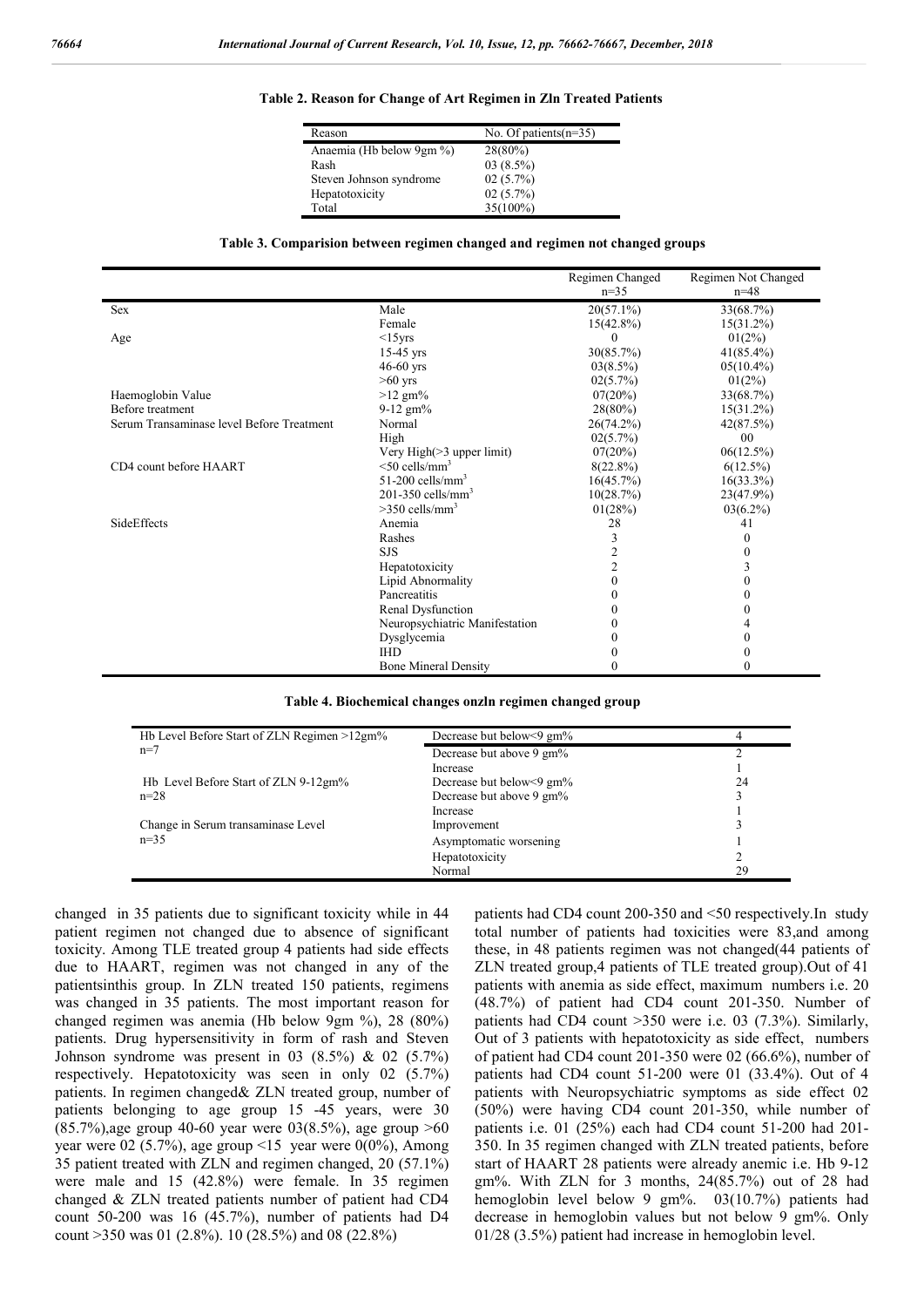**Table 2. Reason for Change of Art Regimen in Zln Treated Patients**

| Reason | No. Of patients(n=35) |
|---|---|
| Anaemia (Hb below 9gm %) | 28(80%) |
| Rash | 03 (8.5%) |
| Steven Johnson syndrome | 02 (5.7%) |
| Hepatotoxicity | 02 (5.7%) |
| Total | 35(100%) |

**Table 3. Comparision between regimen changed and regimen not changed groups**

| | | Regimen Changed n=35 | Regimen Not Changed n=48 |
|---|---|---|---|
| Sex | Male | 20(57.1%) | 33(68.7%) |
| | Female | 15(42.8%) | 15(31.2%) |
| Age | <15yrs | 0 | 01(2%) |
| | 15-45 yrs | 30(85.7%) | 41(85.4%) |
| | 46-60 yrs | 03(8.5%) | 05(10.4%) |
| | >60 yrs | 02(5.7%) | 01(2%) |
| Haemoglobin Value | >12 gm% | 07(20%) | 33(68.7%) |
| Before treatment | 9-12 gm% | 28(80%) | 15(31.2%) |
| Serum Transaminase level Before Treatment | Normal | 26(74.2%) | 42(87.5%) |
| | High | 02(5.7%) | 00 |
| | Very High(>3 upper limit) | 07(20%) | 06(12.5%) |
| CD4 count before HAART | <50 cells/mm$^3$ | 8(22.8%) | 6(12.5%) |
| | 51-200 cells/mm$^3$ | 16(45.7%) | 16(33.3%) |
| | 201-350 cells/mm$^3$ | 10(28.7%) | 23(47.9%) |
| | >350 cells/mm$^3$ | 01(28%) | 03(6.2%) |
| SideEffects | Anemia | 28 | 41 |
| | Rashes | 3 | 0 |
| | SJS | 2 | 0 |
| | Hepatotoxicity | 2 | 3 |
| | Lipid Abnormality | 0 | 0 |
| | Pancreatitis | 0 | 0 |
| | Renal Dysfunction | 0 | 0 |
| | Neuropsychiatric Manifestation | 0 | 4 |
| | Dysglycemia | 0 | 0 |
| | IHD | 0 | 0 |
| | Bone Mineral Density | 0 | 0 |

**Table 4. Biochemical changes onzln regimen changed group**

| | | |
|---|---|---|
| Hb Level Before Start of ZLN Regimen >12gm% n=7 | Decrease but below<9 gm% | 4 |
| | Decrease but above 9 gm% | 2 |
| | Increase | 1 |
| Hb Level Before Start of ZLN 9-12gm% n=28 | Decrease but below<9 gm% | 24 |
| | Decrease but above 9 gm% | 3 |
| | Increase | 1 |
| Change in Serum transaminase Level n=35 | Improvement | 3 |
| | Asymptomatic worsening | 1 |
| | Hepatotoxicity | 2 |
| | Normal | 29 |

changed in 35 patients due to significant toxicity while in 44 patient regimen not changed due to absence of significant toxicity. Among TLE treated group 4 patients had side effects due to HAART, regimen was not changed in any of the patientsinthis group. In ZLN treated 150 patients, regimens was changed in 35 patients. The most important reason for changed regimen was anemia (Hb below 9gm %), 28 (80%) patients. Drug hypersensitivity in form of rash and Steven Johnson syndrome was present in 03 (8.5%) & 02 (5.7%) respectively. Hepatotoxicity was seen in only 02 (5.7%) patients. In regimen changed& ZLN treated group, number of patients belonging to age group 15 -45 years, were 30 (85.7%),age group 40-60 year were 03(8.5%), age group >60 year were 02 (5.7%), age group <15 year were 0(0%), Among 35 patient treated with ZLN and regimen changed, 20 (57.1%) were male and 15 (42.8%) were female. In 35 regimen changed & ZLN treated patients number of patient had CD4 count 50-200 was 16 (45.7%), number of patients had D4 count >350 was 01 (2.8%). 10 (28.5%) and 08 (22.8%) patients had CD4 count 200-350 and <50 respectively.In study total number of patients had toxicities were 83,and among these, in 48 patients regimen was not changed(44 patients of ZLN treated group,4 patients of TLE treated group).Out of 41 patients with anemia as side effect, maximum numbers i.e. 20 (48.7%) of patient had CD4 count 201-350. Number of patients had CD4 count >350 were i.e. 03 (7.3%). Similarly, Out of 3 patients with hepatotoxicity as side effect, numbers of patient had CD4 count 201-350 were 02 (66.6%), number of patients had CD4 count 51-200 were 01 (33.4%). Out of 4 patients with Neuropsychiatric symptoms as side effect 02 (50%) were having CD4 count 201-350, while number of patients i.e. 01 (25%) each had CD4 count 51-200 had 201-350. In 35 regimen changed with ZLN treated patients, before start of HAART 28 patients were already anemic i.e. Hb 9-12 gm%. With ZLN for 3 months, 24(85.7%) out of 28 had hemoglobin level below 9 gm%. 03(10.7%) patients had decrease in hemoglobin values but not below 9 gm%. Only 01/28 (3.5%) patient had increase in hemoglobin level.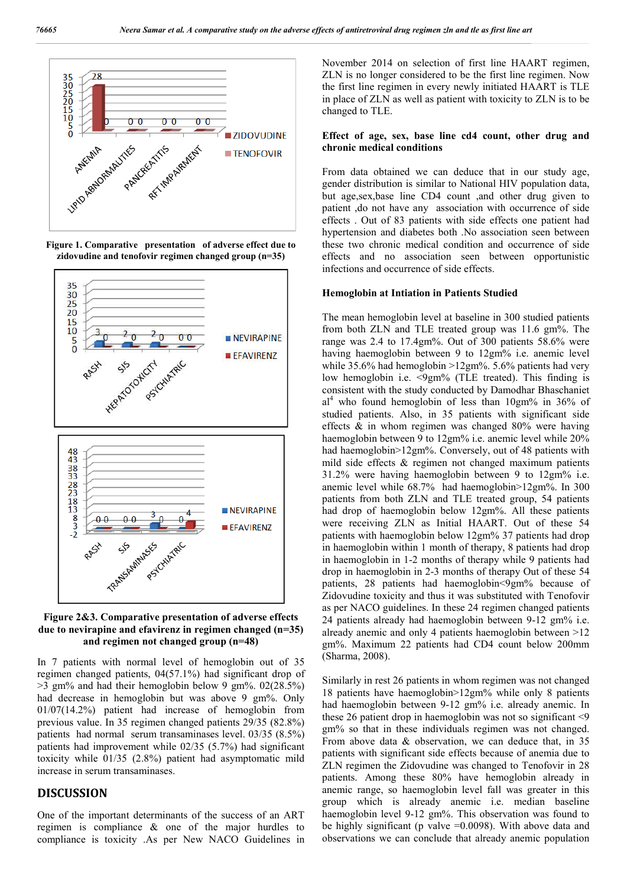**Figure 1. Comparative presentation of adverse effect due to zidovudine and tenofovir regimen changed group (n=35)**

**Figure 2&3. Comparative presentation of adverse effects due to nevirapine and efavirenz in regimen changed (n=35) and regimen not changed group (n=48)**

In 7 patients with normal level of hemoglobin out of 35 regimen changed patients, 04(57.1%) had significant drop of >3 gm% and had their hemoglobin below 9 gm%. 02(28.5%) had decrease in hemoglobin but was above 9 gm%. Only 01/07(14.2%) patient had increase of hemoglobin from previous value. In 35 regimen changed patients 29/35 (82.8%) patients had normal serum transaminases level. 03/35 (8.5%) patients had improvement while 02/35 (5.7%) had significant toxicity while 01/35 (2.8%) patient had asymptomatic mild increase in serum transaminases.

## DISCUSSION

One of the important determinants of the success of an ART regimen is compliance & one of the major hurdles to compliance is toxicity .As per New NACO Guidelines in November 2014 on selection of first line HAART regimen, ZLN is no longer considered to be the first line regimen. Now the first line regimen in every newly initiated HAART is TLE in place of ZLN as well as patient with toxicity to ZLN is to be changed to TLE.

### Effect of age, sex, base line cd4 count, other drug and chronic medical conditions

From data obtained we can deduce that in our study age, gender distribution is similar to National HIV population data, but age,sex,base line CD4 count ,and other drug given to patient ,do not have any association with occurrence of side effects . Out of 83 patients with side effects one patient had hypertension and diabetes both .No association seen between these two chronic medical condition and occurrence of side effects and no association seen between opportunistic infections and occurrence of side effects.

### Hemoglobin at Intiation in Patients Studied

The mean hemoglobin level at baseline in 300 studied patients from both ZLN and TLE treated group was 11.6 gm%. The range was 2.4 to 17.4gm%. Out of 300 patients 58.6% were having haemoglobin between 9 to 12gm% i.e. anemic level while 35.6% had hemoglobin >12gm%. 5.6% patients had very low hemoglobin i.e. <9gm% (TLE treated). This finding is consistent with the study conducted by Damodhar Bhaschaniet al[4] who found hemoglobin of less than 10gm% in 36% of studied patients. Also, in 35 patients with significant side effects & in whom regimen was changed 80% were having haemoglobin between 9 to 12gm% i.e. anemic level while 20% had haemoglobin>12gm%. Conversely, out of 48 patients with mild side effects & regimen not changed maximum patients 31.2% were having haemoglobin between 9 to 12gm% i.e. anemic level while 68.7% had haemoglobin>12gm%. In 300 patients from both ZLN and TLE treated group, 54 patients had drop of haemoglobin below 12gm%. All these patients were receiving ZLN as Initial HAART. Out of these 54 patients with haemoglobin below 12gm% 37 patients had drop in haemoglobin within 1 month of therapy, 8 patients had drop in haemoglobin in 1-2 months of therapy while 9 patients had drop in haemoglobin in 2-3 months of therapy Out of these 54 patients, 28 patients had haemoglobin<9gm% because of Zidovudine toxicity and thus it was substituted with Tenofovir as per NACO guidelines. In these 24 regimen changed patients 24 patients already had haemoglobin between 9-12 gm% i.e. already anemic and only 4 patients haemoglobin between >12 gm%. Maximum 22 patients had CD4 count below 200mm (Sharma, 2008).

Similarly in rest 26 patients in whom regimen was not changed 18 patients have haemoglobin>12gm% while only 8 patients had haemoglobin between 9-12 gm% i.e. already anemic. In these 26 patient drop in haemoglobin was not so significant <9 gm% so that in these individuals regimen was not changed. From above data & observation, we can deduce that, in 35 patients with significant side effects because of anemia due to ZLN regimen the Zidovudine was changed to Tenofovir in 28 patients. Among these 80% have hemoglobin already in anemic range, so haemoglobin level fall was greater in this group which is already anemic i.e. median baseline haemoglobin level 9-12 gm%. This observation was found to be highly significant (p valve =0.0098). With above data and observations we can conclude that already anemic population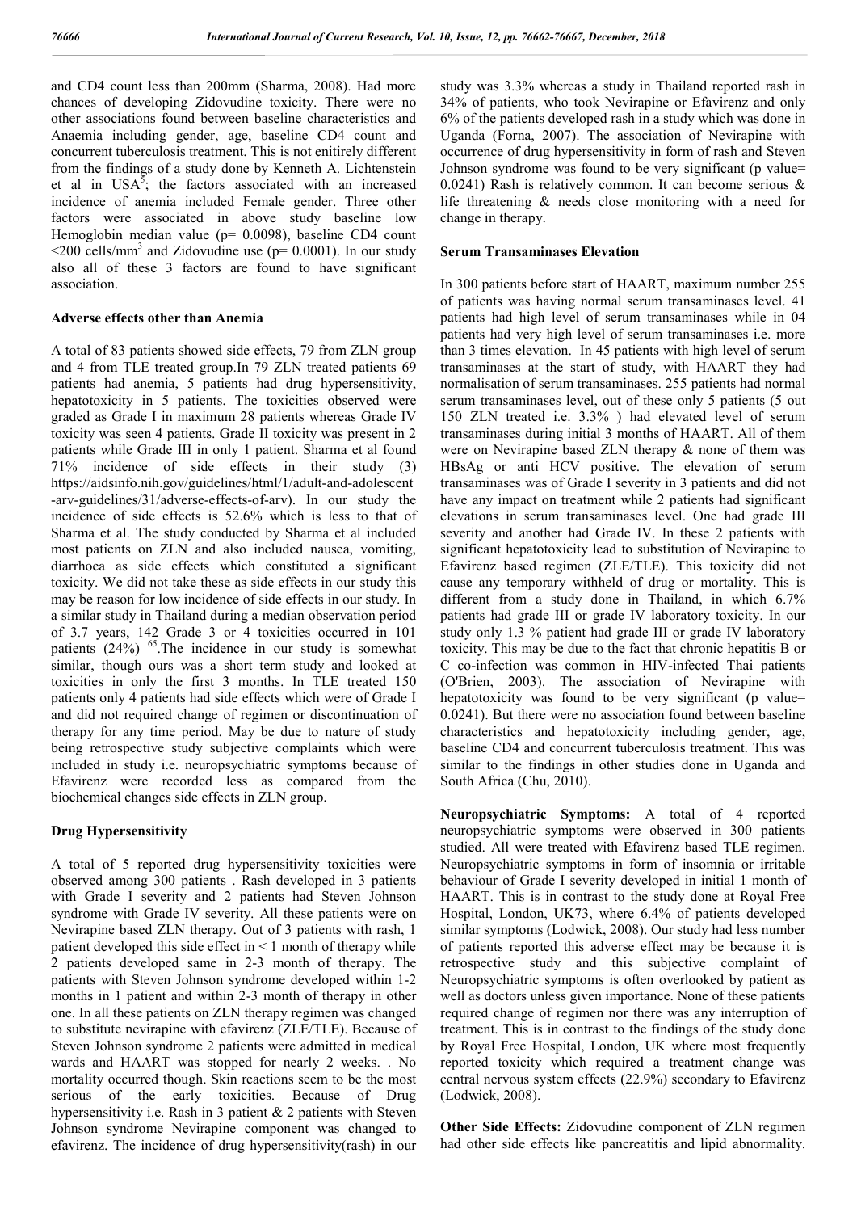and CD4 count less than 200mm (Sharma, 2008). Had more chances of developing Zidovudine toxicity. There were no other associations found between baseline characteristics and Anaemia including gender, age, baseline CD4 count and concurrent tuberculosis treatment. This is not enitirely different from the findings of a study done by Kenneth A. Lichtenstein et al in USA[5]; the factors associated with an increased incidence of anemia included Female gender. Three other factors were associated in above study baseline low Hemoglobin median value (p= 0.0098), baseline CD4 count <200 cells/mm$^3$ and Zidovudine use (p= 0.0001). In our study also all of these 3 factors are found to have significant association.

### Adverse effects other than Anemia

A total of 83 patients showed side effects, 79 from ZLN group and 4 from TLE treated group.In 79 ZLN treated patients 69 patients had anemia, 5 patients had drug hypersensitivity, hepatotoxicity in 5 patients. The toxicities observed were graded as Grade I in maximum 28 patients whereas Grade IV toxicity was seen 4 patients. Grade II toxicity was present in 2 patients while Grade III in only 1 patient. Sharma et al found 71% incidence of side effects in their study (3) https://aidsinfo.nih.gov/guidelines/html/1/adult-and-adolescent-arv-guidelines/31/adverse-effects-of-arv). In our study the incidence of side effects is 52.6% which is less to that of Sharma et al. The study conducted by Sharma et al included most patients on ZLN and also included nausea, vomiting, diarrhoea as side effects which constituted a significant toxicity. We did not take these as side effects in our study this may be reason for low incidence of side effects in our study. In a similar study in Thailand during a median observation period of 3.7 years, 142 Grade 3 or 4 toxicities occurred in 101 patients (24%) [65].The incidence in our study is somewhat similar, though ours was a short term study and looked at toxicities in only the first 3 months. In TLE treated 150 patients only 4 patients had side effects which were of Grade I and did not required change of regimen or discontinuation of therapy for any time period. May be due to nature of study being retrospective study subjective complaints which were included in study i.e. neuropsychiatric symptoms because of Efavirenz were recorded less as compared from the biochemical changes side effects in ZLN group.

### Drug Hypersensitivity

A total of 5 reported drug hypersensitivity toxicities were observed among 300 patients . Rash developed in 3 patients with Grade I severity and 2 patients had Steven Johnson syndrome with Grade IV severity. All these patients were on Nevirapine based ZLN therapy. Out of 3 patients with rash, 1 patient developed this side effect in < 1 month of therapy while 2 patients developed same in 2-3 month of therapy. The patients with Steven Johnson syndrome developed within 1-2 months in 1 patient and within 2-3 month of therapy in other one. In all these patients on ZLN therapy regimen was changed to substitute nevirapine with efavirenz (ZLE/TLE). Because of Steven Johnson syndrome 2 patients were admitted in medical wards and HAART was stopped for nearly 2 weeks. . No mortality occurred though. Skin reactions seem to be the most serious of the early toxicities. Because of Drug hypersensitivity i.e. Rash in 3 patient & 2 patients with Steven Johnson syndrome Nevirapine component was changed to efavirenz. The incidence of drug hypersensitivity(rash) in our study was 3.3% whereas a study in Thailand reported rash in 34% of patients, who took Nevirapine or Efavirenz and only 6% of the patients developed rash in a study which was done in Uganda (Forna, 2007). The association of Nevirapine with occurrence of drug hypersensitivity in form of rash and Steven Johnson syndrome was found to be very significant (p value= 0.0241) Rash is relatively common. It can become serious & life threatening & needs close monitoring with a need for change in therapy.

### Serum Transaminases Elevation

In 300 patients before start of HAART, maximum number 255 of patients was having normal serum transaminases level. 41 patients had high level of serum transaminases while in 04 patients had very high level of serum transaminases i.e. more than 3 times elevation. In 45 patients with high level of serum transaminases at the start of study, with HAART they had normalisation of serum transaminases. 255 patients had normal serum transaminases level, out of these only 5 patients (5 out 150 ZLN treated i.e. 3.3% ) had elevated level of serum transaminases during initial 3 months of HAART. All of them were on Nevirapine based ZLN therapy & none of them was HBsAg or anti HCV positive. The elevation of serum transaminases was of Grade I severity in 3 patients and did not have any impact on treatment while 2 patients had significant elevations in serum transaminases level. One had grade III severity and another had Grade IV. In these 2 patients with significant hepatotoxicity lead to substitution of Nevirapine to Efavirenz based regimen (ZLE/TLE). This toxicity did not cause any temporary withheld of drug or mortality. This is different from a study done in Thailand, in which 6.7% patients had grade III or grade IV laboratory toxicity. In our study only 1.3 % patient had grade III or grade IV laboratory toxicity. This may be due to the fact that chronic hepatitis B or C co-infection was common in HIV-infected Thai patients (O'Brien, 2003). The association of Nevirapine with hepatotoxicity was found to be very significant (p value= 0.0241). But there were no association found between baseline characteristics and hepatotoxicity including gender, age, baseline CD4 and concurrent tuberculosis treatment. This was similar to the findings in other studies done in Uganda and South Africa (Chu, 2010).

**Neuropsychiatric Symptoms:** A total of 4 reported neuropsychiatric symptoms were observed in 300 patients studied. All were treated with Efavirenz based TLE regimen. Neuropsychiatric symptoms in form of insomnia or irritable behaviour of Grade I severity developed in initial 1 month of HAART. This is in contrast to the study done at Royal Free Hospital, London, UK73, where 6.4% of patients developed similar symptoms (Lodwick, 2008). Our study had less number of patients reported this adverse effect may be because it is retrospective study and this subjective complaint of Neuropsychiatric symptoms is often overlooked by patient as well as doctors unless given importance. None of these patients required change of regimen nor there was any interruption of treatment. This is in contrast to the findings of the study done by Royal Free Hospital, London, UK where most frequently reported toxicity which required a treatment change was central nervous system effects (22.9%) secondary to Efavirenz (Lodwick, 2008).

**Other Side Effects:** Zidovudine component of ZLN regimen had other side effects like pancreatitis and lipid abnormality.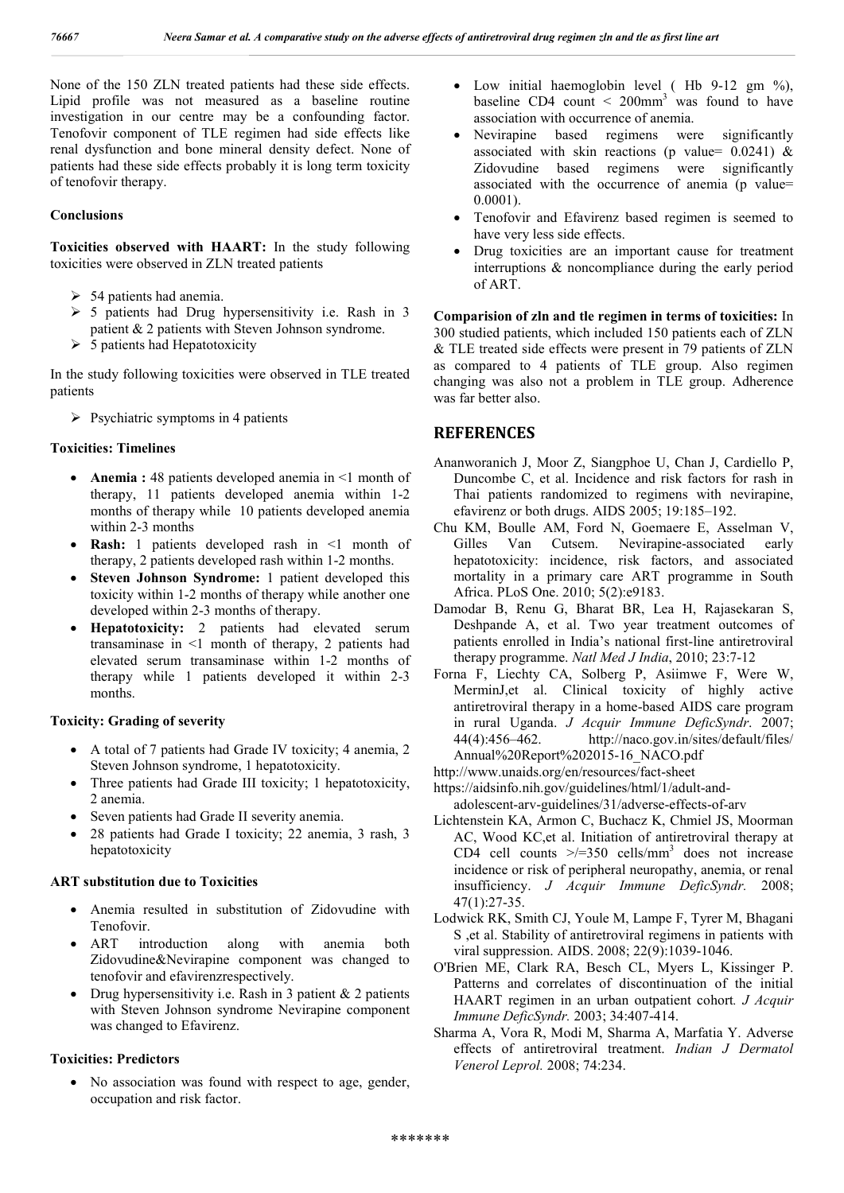None of the 150 ZLN treated patients had these side effects. Lipid profile was not measured as a baseline routine investigation in our centre may be a confounding factor. Tenofovir component of TLE regimen had side effects like renal dysfunction and bone mineral density defect. None of patients had these side effects probably it is long term toxicity of tenofovir therapy.

## Conclusions

**Toxicities observed with HAART:** In the study following toxicities were observed in ZLN treated patients

- 54 patients had anemia.
- 5 patients had Drug hypersensitivity i.e. Rash in 3 patient & 2 patients with Steven Johnson syndrome.
- 5 patients had Hepatotoxicity

In the study following toxicities were observed in TLE treated patients

- Psychiatric symptoms in 4 patients

### Toxicities: Timelines

- **Anemia :** 48 patients developed anemia in <1 month of therapy, 11 patients developed anemia within 1-2 months of therapy while 10 patients developed anemia within 2-3 months
- **Rash:** 1 patients developed rash in <1 month of therapy, 2 patients developed rash within 1-2 months.
- **Steven Johnson Syndrome:** 1 patient developed this toxicity within 1-2 months of therapy while another one developed within 2-3 months of therapy.
- **Hepatotoxicity:** 2 patients had elevated serum transaminase in <1 month of therapy, 2 patients had elevated serum transaminase within 1-2 months of therapy while 1 patients developed it within 2-3 months.

### Toxicity: Grading of severity

- A total of 7 patients had Grade IV toxicity; 4 anemia, 2 Steven Johnson syndrome, 1 hepatotoxicity.
- Three patients had Grade III toxicity; 1 hepatotoxicity, 2 anemia.
- Seven patients had Grade II severity anemia.
- 28 patients had Grade I toxicity; 22 anemia, 3 rash, 3 hepatotoxicity

### ART substitution due to Toxicities

- Anemia resulted in substitution of Zidovudine with Tenofovir.
- ART introduction along with anemia both Zidovudine&Nevirapine component was changed to tenofovir and efavirenzrespectively.
- Drug hypersensitivity i.e. Rash in 3 patient & 2 patients with Steven Johnson syndrome Nevirapine component was changed to Efavirenz.

### Toxicities: Predictors

- No association was found with respect to age, gender, occupation and risk factor.
- Low initial haemoglobin level ( Hb 9-12 gm %), baseline CD4 count < 200mm$^3$ was found to have association with occurrence of anemia.
- Nevirapine based regimens were significantly associated with skin reactions (p value= 0.0241) & Zidovudine based regimens were significantly associated with the occurrence of anemia (p value= 0.0001).
- Tenofovir and Efavirenz based regimen is seemed to have very less side effects.
- Drug toxicities are an important cause for treatment interruptions & noncompliance during the early period of ART.

**Comparision of zln and tle regimen in terms of toxicities:** In 300 studied patients, which included 150 patients each of ZLN & TLE treated side effects were present in 79 patients of ZLN as compared to 4 patients of TLE group. Also regimen changing was also not a problem in TLE group. Adherence was far better also.

## REFERENCES

Ananworanich J, Moor Z, Siangphoe U, Chan J, Cardiello P, Duncombe C, et al. Incidence and risk factors for rash in Thai patients randomized to regimens with nevirapine, efavirenz or both drugs. AIDS 2005; 19:185–192.

Chu KM, Boulle AM, Ford N, Goemaere E, Asselman V, Gilles Van Cutsem. Nevirapine-associated early hepatotoxicity: incidence, risk factors, and associated mortality in a primary care ART programme in South Africa. PLoS One. 2010; 5(2):e9183.

Damodar B, Renu G, Bharat BR, Lea H, Rajasekaran S, Deshpande A, et al. Two year treatment outcomes of patients enrolled in India's national first-line antiretroviral therapy programme. *Natl Med J India*, 2010; 23:7-12

Forna F, Liechty CA, Solberg P, Asiimwe F, Were W, MerminJ,et al. Clinical toxicity of highly active antiretroviral therapy in a home-based AIDS care program in rural Uganda. *J Acquir Immune DeficSyndr*. 2007; 44(4):456–462. http://naco.gov.in/sites/default/files/Annual%20Report%202015-16_NACO.pdf

http://www.unaids.org/en/resources/fact-sheet

https://aidsinfo.nih.gov/guidelines/html/1/adult-and-adolescent-arv-guidelines/31/adverse-effects-of-arv

Lichtenstein KA, Armon C, Buchacz K, Chmiel JS, Moorman AC, Wood KC,et al. Initiation of antiretroviral therapy at CD4 cell counts >/=350 cells/mm$^3$ does not increase incidence or risk of peripheral neuropathy, anemia, or renal insufficiency. *J Acquir Immune DeficSyndr.* 2008; 47(1):27-35.

Lodwick RK, Smith CJ, Youle M, Lampe F, Tyrer M, Bhagani S ,et al. Stability of antiretroviral regimens in patients with viral suppression. AIDS. 2008; 22(9):1039-1046.

O'Brien ME, Clark RA, Besch CL, Myers L, Kissinger P. Patterns and correlates of discontinuation of the initial HAART regimen in an urban outpatient cohort*. J Acquir Immune DeficSyndr.* 2003; 34:407-414.

Sharma A, Vora R, Modi M, Sharma A, Marfatia Y. Adverse effects of antiretroviral treatment. *Indian J Dermatol Venerol Leprol.* 2008; 74:234.

*******